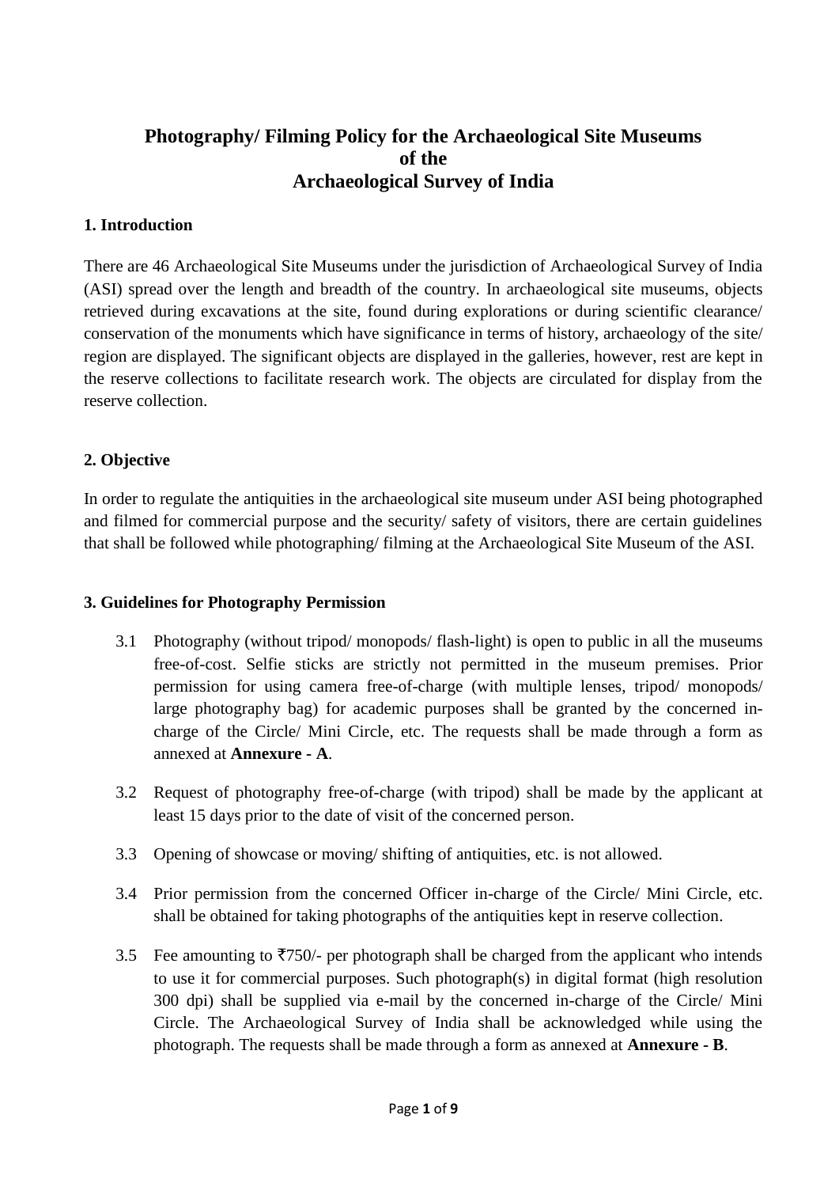# Photography/ Filming Policy for the Archaeological Site Museums of the Archaeological Survey of India

## 1. Introduction

There are 46 Archaeological Site Museums under the jurisdiction of Archaeological Survey of India (ASI) spread over the length and breadth of the country. In archaeological site museums, objects retrieved during excavations at the site, found during explorations or during scientific clearance/ conservation of the monuments which have significance in terms of history, archaeology of the site/ region are displayed. The significant objects are displayed in the galleries, however, rest are kept in the reserve collections to facilitate research work. The objects are circulated for display from the reserve collection.

## 2. Objective

In order to regulate the antiquities in the archaeological site museum under ASI being photographed and filmed for commercial purpose and the security/ safety of visitors, there are certain guidelines that shall be followed while photographing/ filming at the Archaeological Site Museum of the ASI.

## 3. Guidelines for Photography Permission

3.1 Photography (without tripod/ monopods/ flash-light) is open to public in all the museums free-of-cost. Selfie sticks are strictly not permitted in the museum premises. Prior permission for using camera free-of-charge (with multiple lenses, tripod/ monopods/ large photography bag) for academic purposes shall be granted by the concerned in-charge of the Circle/ Mini Circle, etc. The requests shall be made through a form as annexed at **Annexure - A**.

3.2 Request of photography free-of-charge (with tripod) shall be made by the applicant at least 15 days prior to the date of visit of the concerned person.

3.3 Opening of showcase or moving/ shifting of antiquities, etc. is not allowed.

3.4 Prior permission from the concerned Officer in-charge of the Circle/ Mini Circle, etc. shall be obtained for taking photographs of the antiquities kept in reserve collection.

3.5 Fee amounting to ₹750/- per photograph shall be charged from the applicant who intends to use it for commercial purposes. Such photograph(s) in digital format (high resolution 300 dpi) shall be supplied via e-mail by the concerned in-charge of the Circle/ Mini Circle. The Archaeological Survey of India shall be acknowledged while using the photograph. The requests shall be made through a form as annexed at **Annexure - B**.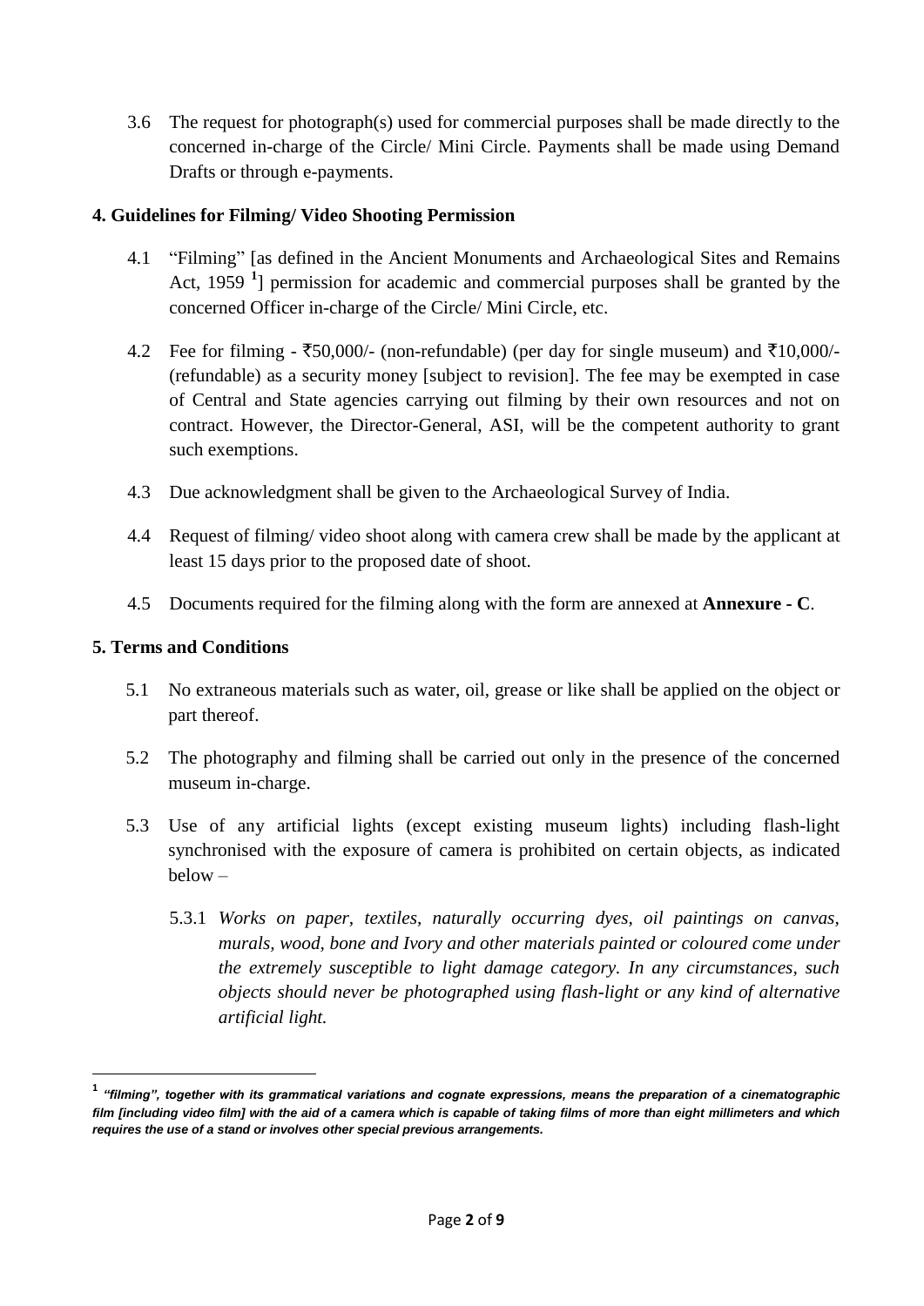3.6 The request for photograph(s) used for commercial purposes shall be made directly to the concerned in-charge of the Circle/ Mini Circle. Payments shall be made using Demand Drafts or through e-payments.

**4. Guidelines for Filming/ Video Shooting Permission**

4.1 "Filming" [as defined in the Ancient Monuments and Archaeological Sites and Remains Act, 1959 [1]] permission for academic and commercial purposes shall be granted by the concerned Officer in-charge of the Circle/ Mini Circle, etc.

4.2 Fee for filming - ₹50,000/- (non-refundable) (per day for single museum) and ₹10,000/- (refundable) as a security money [subject to revision]. The fee may be exempted in case of Central and State agencies carrying out filming by their own resources and not on contract. However, the Director-General, ASI, will be the competent authority to grant such exemptions.

4.3 Due acknowledgment shall be given to the Archaeological Survey of India.

4.4 Request of filming/ video shoot along with camera crew shall be made by the applicant at least 15 days prior to the proposed date of shoot.

4.5 Documents required for the filming along with the form are annexed at **Annexure - C**.

**5. Terms and Conditions**

5.1 No extraneous materials such as water, oil, grease or like shall be applied on the object or part thereof.

5.2 The photography and filming shall be carried out only in the presence of the concerned museum in-charge.

5.3 Use of any artificial lights (except existing museum lights) including flash-light synchronised with the exposure of camera is prohibited on certain objects, as indicated below –

5.3.1 *Works on paper, textiles, naturally occurring dyes, oil paintings on canvas, murals, wood, bone and Ivory and other materials painted or coloured come under the extremely susceptible to light damage category. In any circumstances, such objects should never be photographed using flash-light or any kind of alternative artificial light.*

---

[1] ***"filming", together with its grammatical variations and cognate expressions, means the preparation of a cinematographic film [including video film] with the aid of a camera which is capable of taking films of more than eight millimeters and which requires the use of a stand or involves other special previous arrangements.***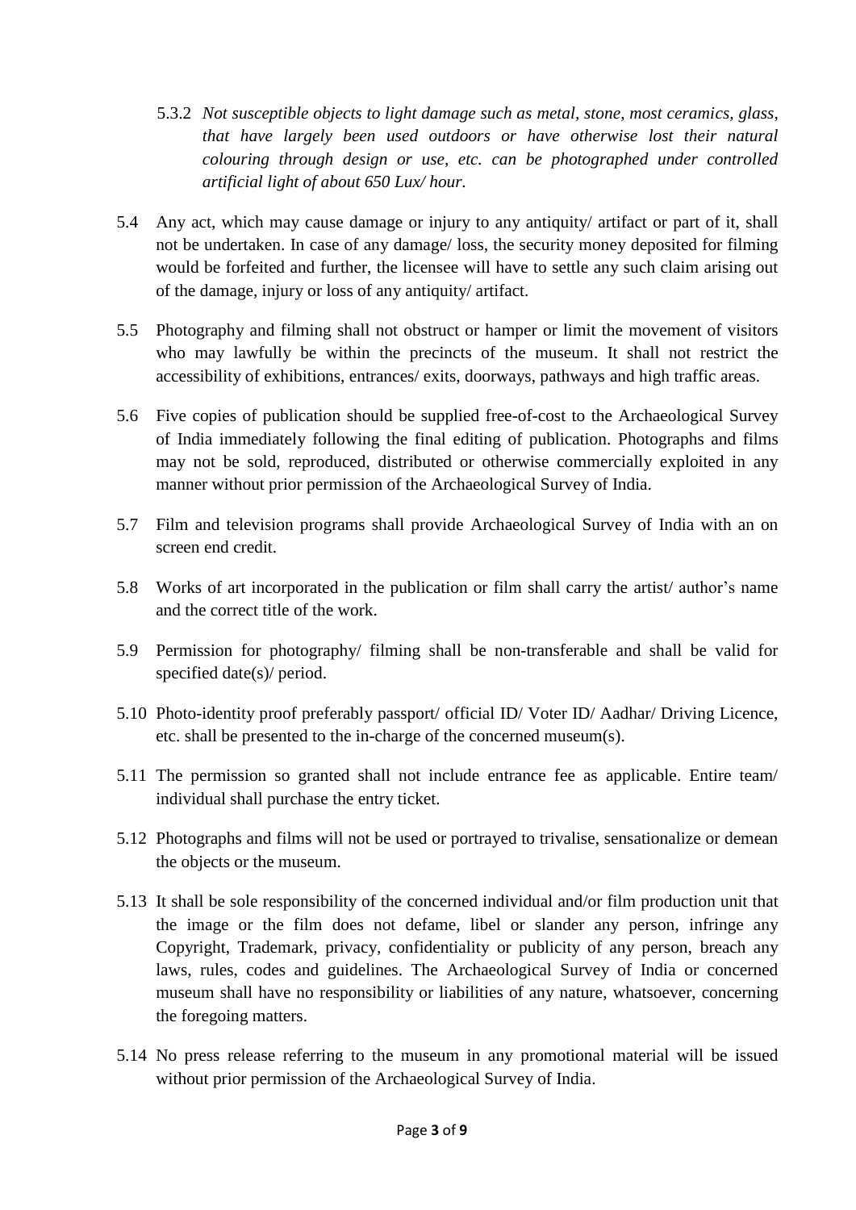5.3.2 *Not susceptible objects to light damage such as metal, stone, most ceramics, glass, that have largely been used outdoors or have otherwise lost their natural colouring through design or use, etc. can be photographed under controlled artificial light of about 650 Lux/ hour.*

5.4 Any act, which may cause damage or injury to any antiquity/ artifact or part of it, shall not be undertaken. In case of any damage/ loss, the security money deposited for filming would be forfeited and further, the licensee will have to settle any such claim arising out of the damage, injury or loss of any antiquity/ artifact.

5.5 Photography and filming shall not obstruct or hamper or limit the movement of visitors who may lawfully be within the precincts of the museum. It shall not restrict the accessibility of exhibitions, entrances/ exits, doorways, pathways and high traffic areas.

5.6 Five copies of publication should be supplied free-of-cost to the Archaeological Survey of India immediately following the final editing of publication. Photographs and films may not be sold, reproduced, distributed or otherwise commercially exploited in any manner without prior permission of the Archaeological Survey of India.

5.7 Film and television programs shall provide Archaeological Survey of India with an on screen end credit.

5.8 Works of art incorporated in the publication or film shall carry the artist/ author's name and the correct title of the work.

5.9 Permission for photography/ filming shall be non-transferable and shall be valid for specified date(s)/ period.

5.10 Photo-identity proof preferably passport/ official ID/ Voter ID/ Aadhar/ Driving Licence, etc. shall be presented to the in-charge of the concerned museum(s).

5.11 The permission so granted shall not include entrance fee as applicable. Entire team/ individual shall purchase the entry ticket.

5.12 Photographs and films will not be used or portrayed to trivalise, sensationalize or demean the objects or the museum.

5.13 It shall be sole responsibility of the concerned individual and/or film production unit that the image or the film does not defame, libel or slander any person, infringe any Copyright, Trademark, privacy, confidentiality or publicity of any person, breach any laws, rules, codes and guidelines. The Archaeological Survey of India or concerned museum shall have no responsibility or liabilities of any nature, whatsoever, concerning the foregoing matters.

5.14 No press release referring to the museum in any promotional material will be issued without prior permission of the Archaeological Survey of India.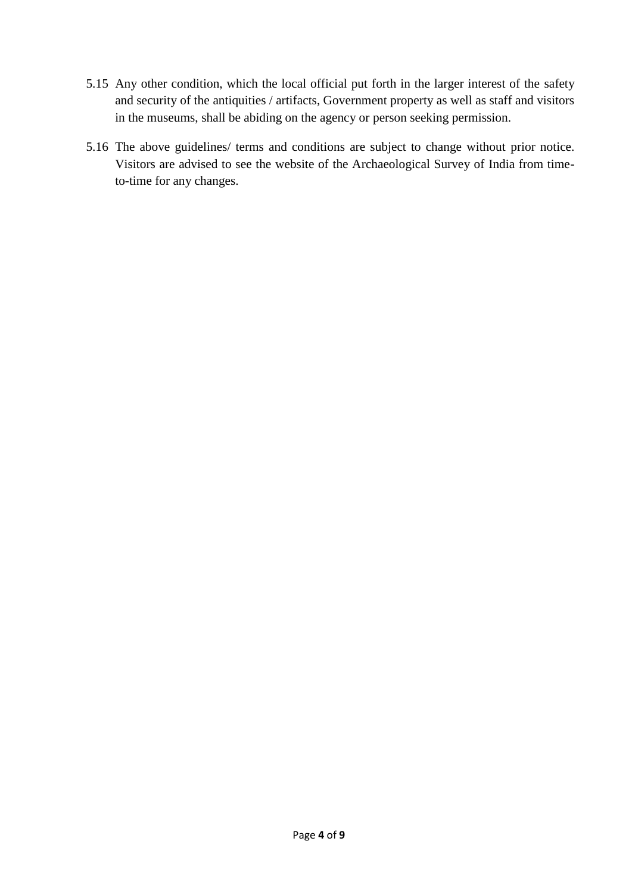5.15 Any other condition, which the local official put forth in the larger interest of the safety and security of the antiquities / artifacts, Government property as well as staff and visitors in the museums, shall be abiding on the agency or person seeking permission.

5.16 The above guidelines/ terms and conditions are subject to change without prior notice. Visitors are advised to see the website of the Archaeological Survey of India from time-to-time for any changes.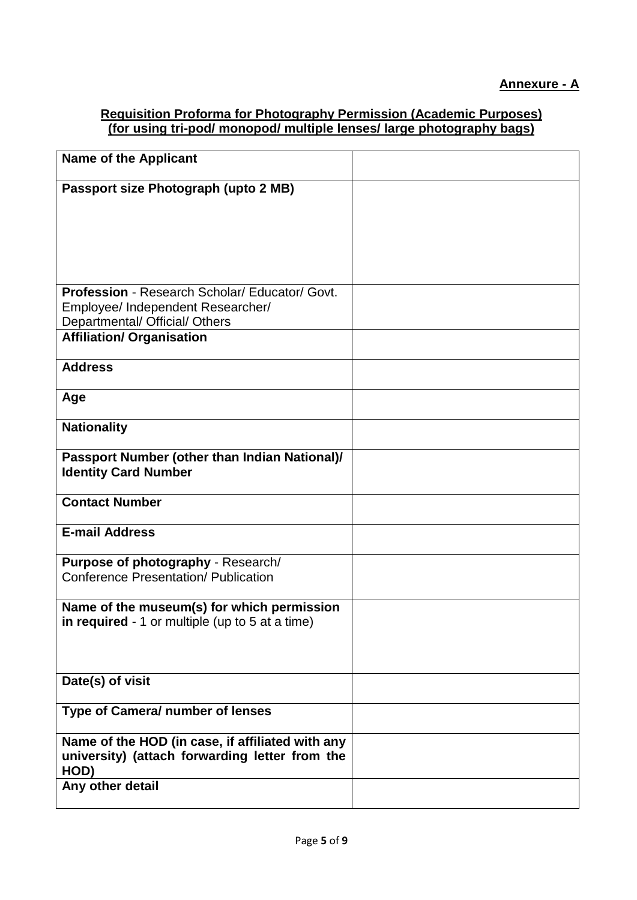**Annexure - A**

**Requisition Proforma for Photography Permission (Academic Purposes)**
**(for using tri-pod/ monopod/ multiple lenses/ large photography bags)**

| | |
|---|---|
| **Name of the Applicant** | |
| **Passport size Photograph (upto 2 MB)** | |
| **Profession** - Research Scholar/ Educator/ Govt. Employee/ Independent Researcher/ Departmental/ Official/ Others | |
| **Affiliation/ Organisation** | |
| **Address** | |
| **Age** | |
| **Nationality** | |
| **Passport Number (other than Indian National)/ Identity Card Number** | |
| **Contact Number** | |
| **E-mail Address** | |
| **Purpose of photography** - Research/ Conference Presentation/ Publication | |
| **Name of the museum(s) for which permission in required** - 1 or multiple (up to 5 at a time) | |
| **Date(s) of visit** | |
| **Type of Camera/ number of lenses** | |
| **Name of the HOD (in case, if affiliated with any university) (attach forwarding letter from the HOD)** | |
| **Any other detail** | |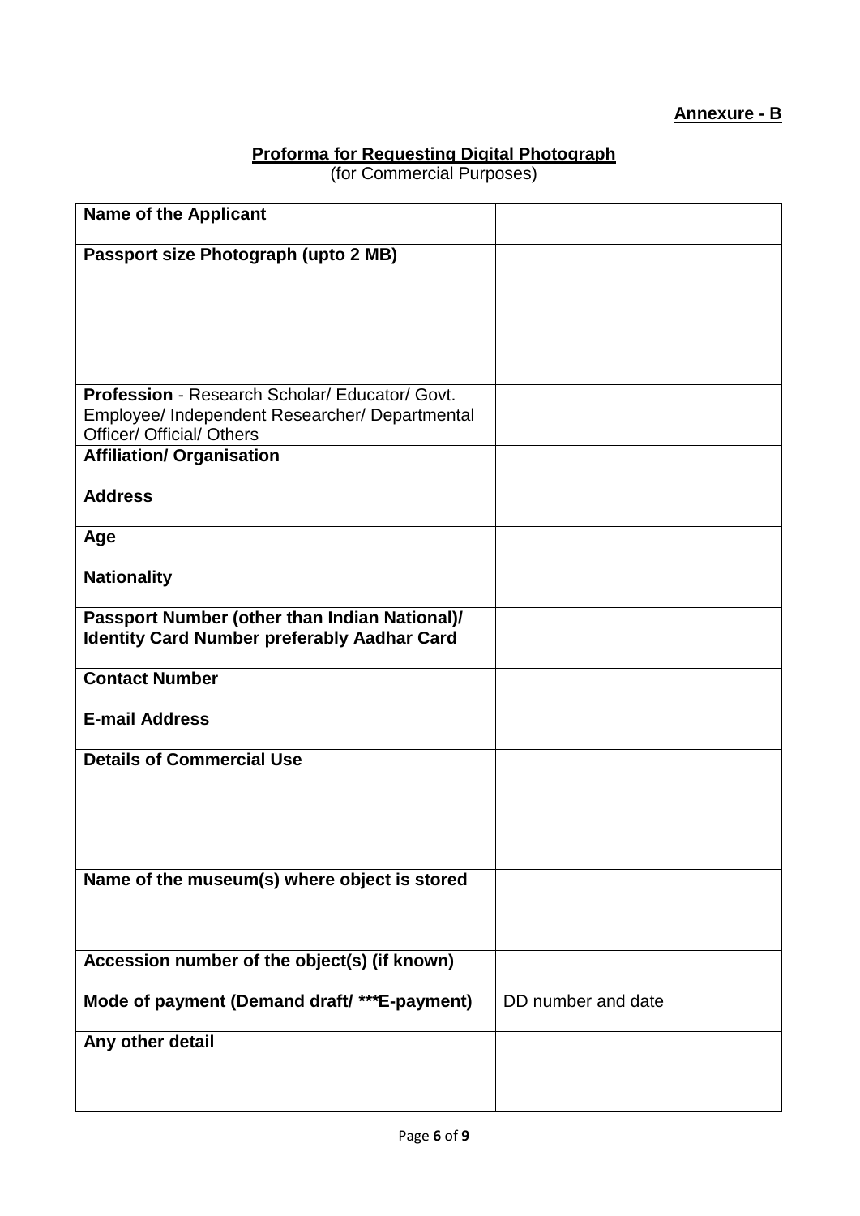**Annexure - B**

**Proforma for Requesting Digital Photograph**
(for Commercial Purposes)

| | |
|---|---|
| **Name of the Applicant** | |
| **Passport size Photograph (upto 2 MB)** | |
| **Profession** - Research Scholar/ Educator/ Govt. Employee/ Independent Researcher/ Departmental Officer/ Official/ Others | |
| **Affiliation/ Organisation** | |
| **Address** | |
| **Age** | |
| **Nationality** | |
| **Passport Number (other than Indian National)/ Identity Card Number preferably Aadhar Card** | |
| **Contact Number** | |
| **E-mail Address** | |
| **Details of Commercial Use** | |
| **Name of the museum(s) where object is stored** | |
| **Accession number of the object(s) (if known)** | |
| **Mode of payment (Demand draft/ ***E-payment)** | DD number and date |
| **Any other detail** | |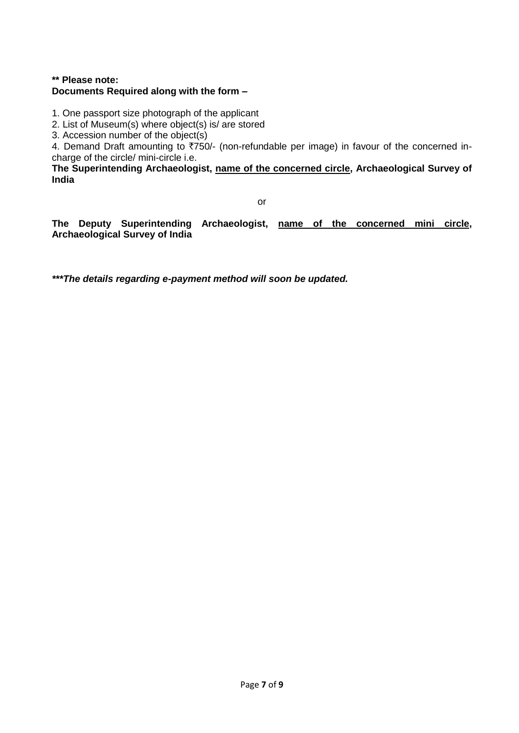**\*\* Please note:**
**Documents Required along with the form –**

1. One passport size photograph of the applicant
2. List of Museum(s) where object(s) is/ are stored
3. Accession number of the object(s)
4. Demand Draft amounting to ₹750/- (non-refundable per image) in favour of the concerned in-charge of the circle/ mini-circle i.e.

**The Superintending Archaeologist, <u>name of the concerned circle</u>, Archaeological Survey of India**

or

**The Deputy Superintending Archaeologist, <u>name of the concerned mini circle</u>, Archaeological Survey of India**

***\*\*\*The details regarding e-payment method will soon be updated.***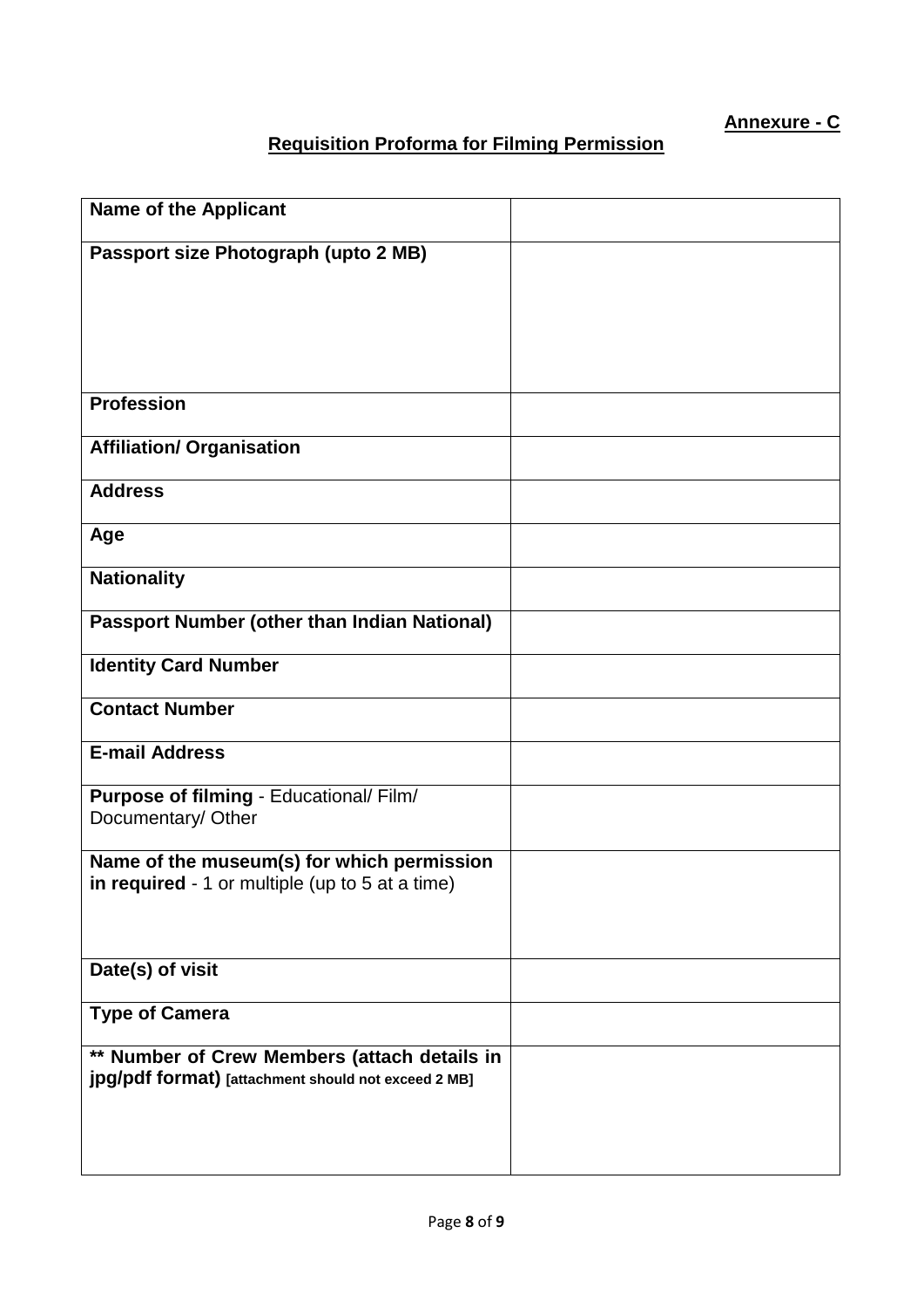**Annexure - C**

## Requisition Proforma for Filming Permission

| | |
|---|---|
| **Name of the Applicant** | |
| **Passport size Photograph (upto 2 MB)** | |
| **Profession** | |
| **Affiliation/ Organisation** | |
| **Address** | |
| **Age** | |
| **Nationality** | |
| **Passport Number (other than Indian National)** | |
| **Identity Card Number** | |
| **Contact Number** | |
| **E-mail Address** | |
| **Purpose of filming** - Educational/ Film/ Documentary/ Other | |
| **Name of the museum(s) for which permission in required** - 1 or multiple (up to 5 at a time) | |
| **Date(s) of visit** | |
| **Type of Camera** | |
| **** Number of Crew Members (attach details in jpg/pdf format)** **[attachment should not exceed 2 MB]** | |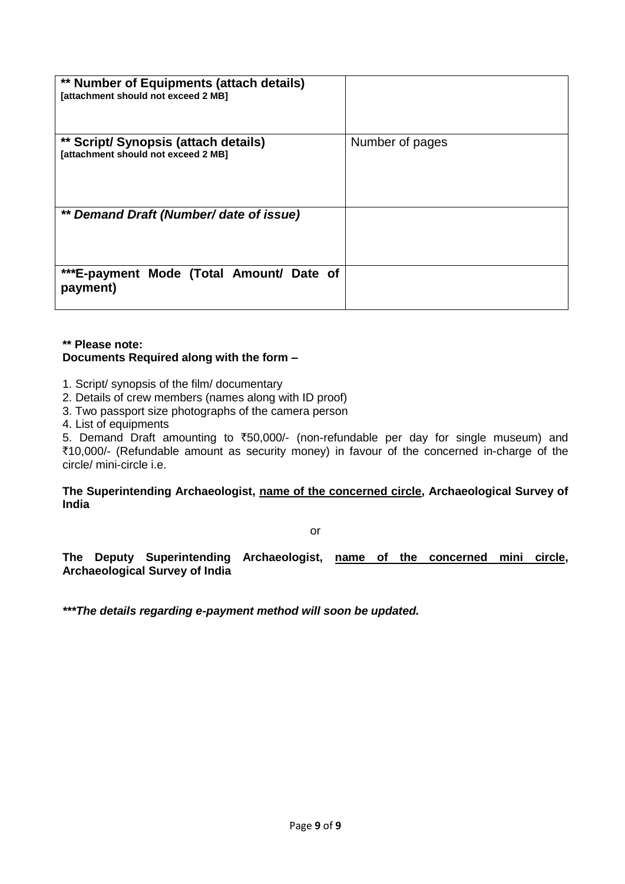| | |
|---|---|
| **** Number of Equipments (attach details)**<br>**[attachment should not exceed 2 MB]** | |
| **** Script/ Synopsis (attach details)**<br>**[attachment should not exceed 2 MB]** | Number of pages |
| ***** Demand Draft (Number/ date of issue)*** | |
| ******E-payment Mode (Total Amount/ Date of payment)** | |

**** Please note:**
**Documents Required along with the form –**

1. Script/ synopsis of the film/ documentary
2. Details of crew members (names along with ID proof)
3. Two passport size photographs of the camera person
4. List of equipments
5. Demand Draft amounting to ₹50,000/- (non-refundable per day for single museum) and ₹10,000/- (Refundable amount as security money) in favour of the concerned in-charge of the circle/ mini-circle i.e.

**The Superintending Archaeologist, <u>name of the concerned circle</u>, Archaeological Survey of India**

or

**The Deputy Superintending Archaeologist, <u>name of the concerned mini circle</u>, Archaeological Survey of India**

****\*The details regarding e-payment method will soon be updated.***